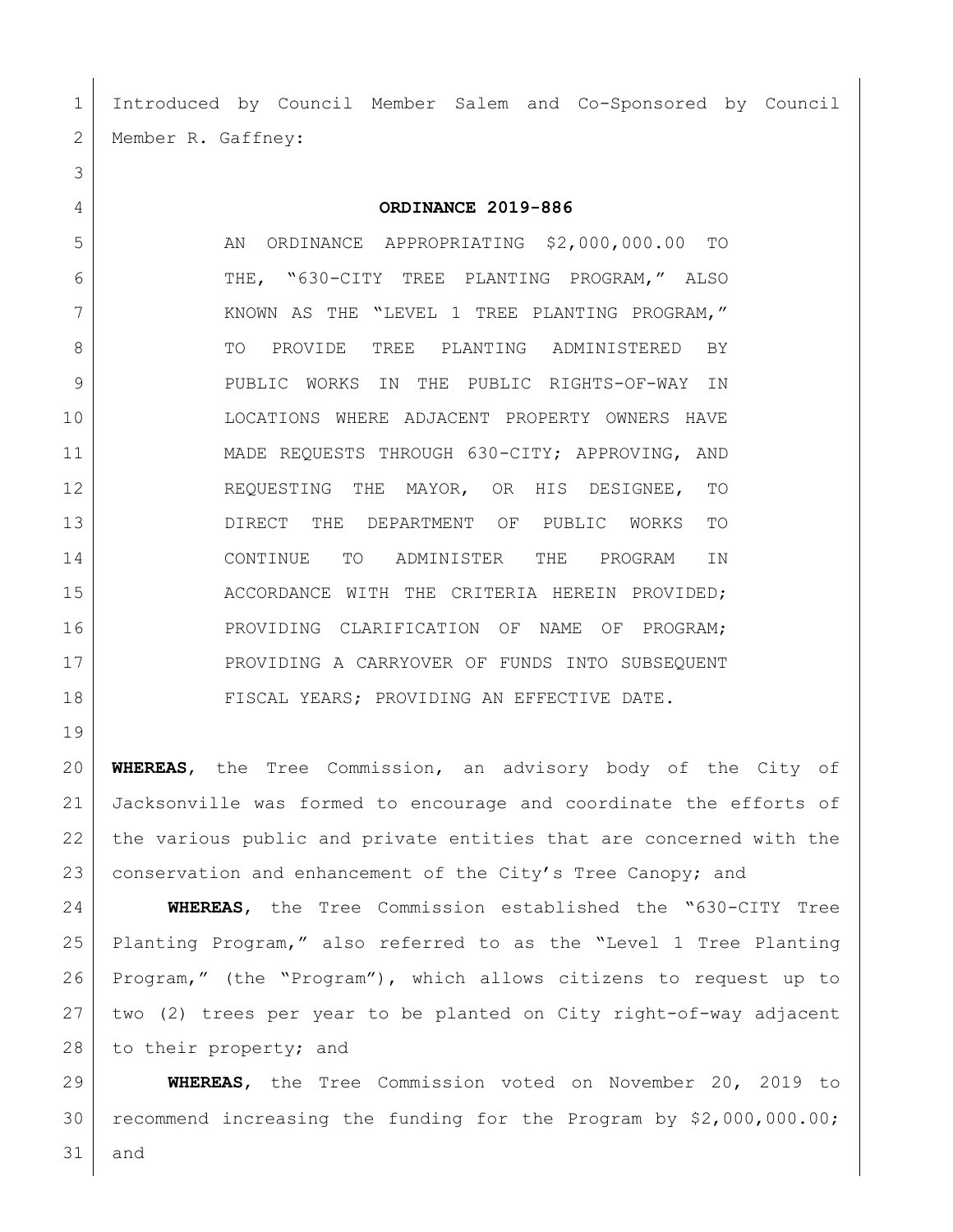Introduced by Council Member Salem and Co-Sponsored by Council Member R. Gaffney:

# ORDINANCE 2019-886

AN ORDINANCE APPROPRIATING $2,000,000.00 TO THE, "630-CITY TREE PLANTING PROGRAM," ALSO KNOWN AS THE "LEVEL 1 TREE PLANTING PROGRAM," TO PROVIDE TREE PLANTING ADMINISTERED BY PUBLIC WORKS IN THE PUBLIC RIGHTS-OF-WAY IN LOCATIONS WHERE ADJACENT PROPERTY OWNERS HAVE MADE REQUESTS THROUGH 630-CITY; APPROVING, AND REQUESTING THE MAYOR, OR HIS DESIGNEE, TO DIRECT THE DEPARTMENT OF PUBLIC WORKS TO CONTINUE TO ADMINISTER THE PROGRAM IN ACCORDANCE WITH THE CRITERIA HEREIN PROVIDED; PROVIDING CLARIFICATION OF NAME OF PROGRAM; PROVIDING A CARRYOVER OF FUNDS INTO SUBSEQUENT FISCAL YEARS; PROVIDING AN EFFECTIVE DATE.

**WHEREAS**, the Tree Commission, an advisory body of the City of Jacksonville was formed to encourage and coordinate the efforts of the various public and private entities that are concerned with the conservation and enhancement of the City's Tree Canopy; and

**WHEREAS**, the Tree Commission established the "630-CITY Tree Planting Program," also referred to as the "Level 1 Tree Planting Program," (the "Program"), which allows citizens to request up to two (2) trees per year to be planted on City right-of-way adjacent to their property; and

**WHEREAS**, the Tree Commission voted on November 20, 2019 to recommend increasing the funding for the Program by $2,000,000.00; and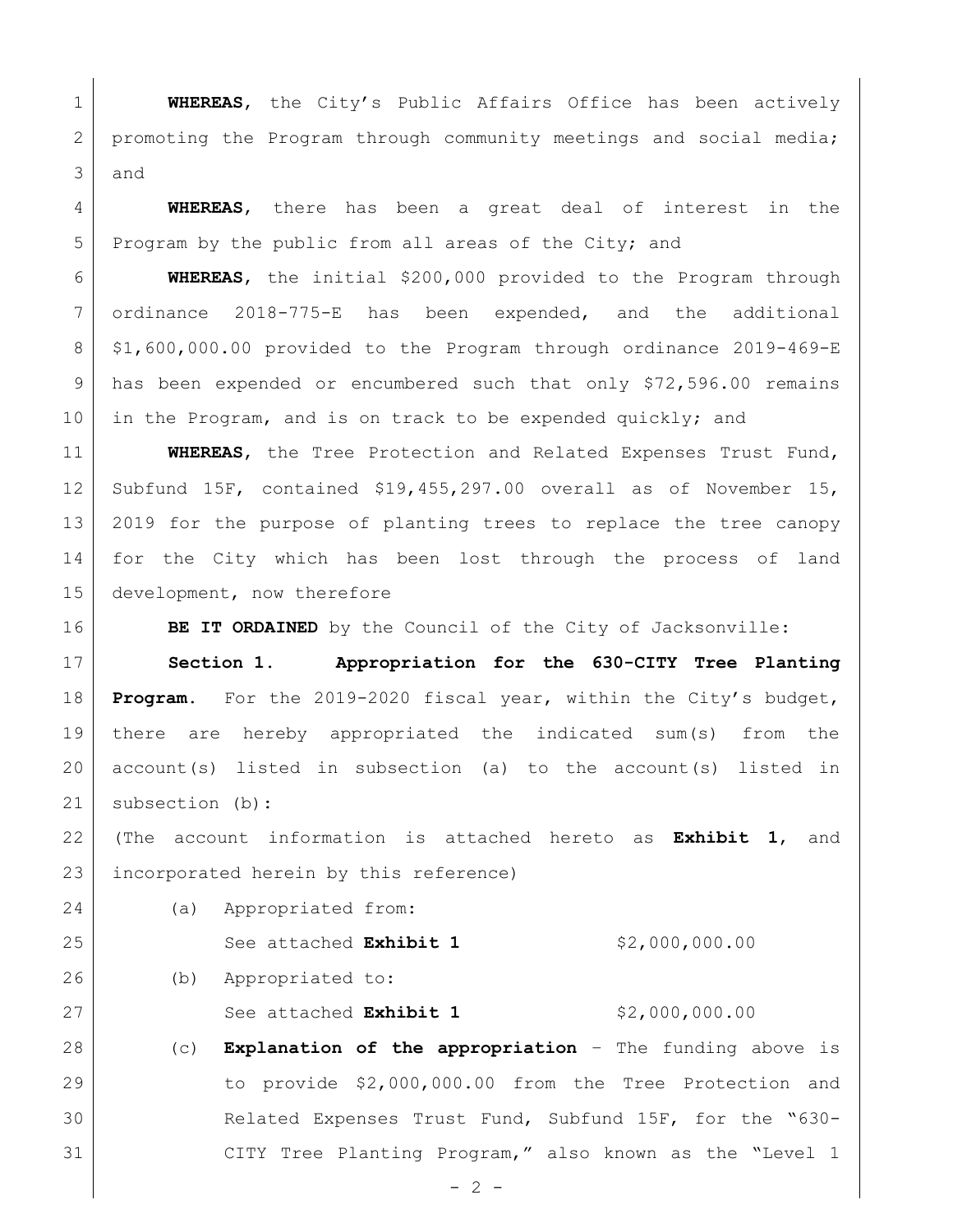**WHEREAS**, the City's Public Affairs Office has been actively promoting the Program through community meetings and social media; and

**WHEREAS**, there has been a great deal of interest in the Program by the public from all areas of the City; and

**WHEREAS**, the initial $200,000 provided to the Program through ordinance 2018-775-E has been expended, and the additional $1,600,000.00 provided to the Program through ordinance 2019-469-E has been expended or encumbered such that only $72,596.00 remains in the Program, and is on track to be expended quickly; and

**WHEREAS**, the Tree Protection and Related Expenses Trust Fund, Subfund 15F, contained $19,455,297.00 overall as of November 15, 2019 for the purpose of planting trees to replace the tree canopy for the City which has been lost through the process of land development, now therefore

**BE IT ORDAINED** by the Council of the City of Jacksonville:

**Section 1. Appropriation for the 630-CITY Tree Planting Program.** For the 2019-2020 fiscal year, within the City's budget, there are hereby appropriated the indicated sum(s) from the account(s) listed in subsection (a) to the account(s) listed in subsection (b):

(The account information is attached hereto as **Exhibit 1**, and incorporated herein by this reference)

(a) Appropriated from:

See attached **Exhibit 1** $2,000,000.00

(b) Appropriated to:

See attached **Exhibit 1** $2,000,000.00

(c) **Explanation of the appropriation** – The funding above is to provide $2,000,000.00 from the Tree Protection and Related Expenses Trust Fund, Subfund 15F, for the "630-CITY Tree Planting Program," also known as the "Level 1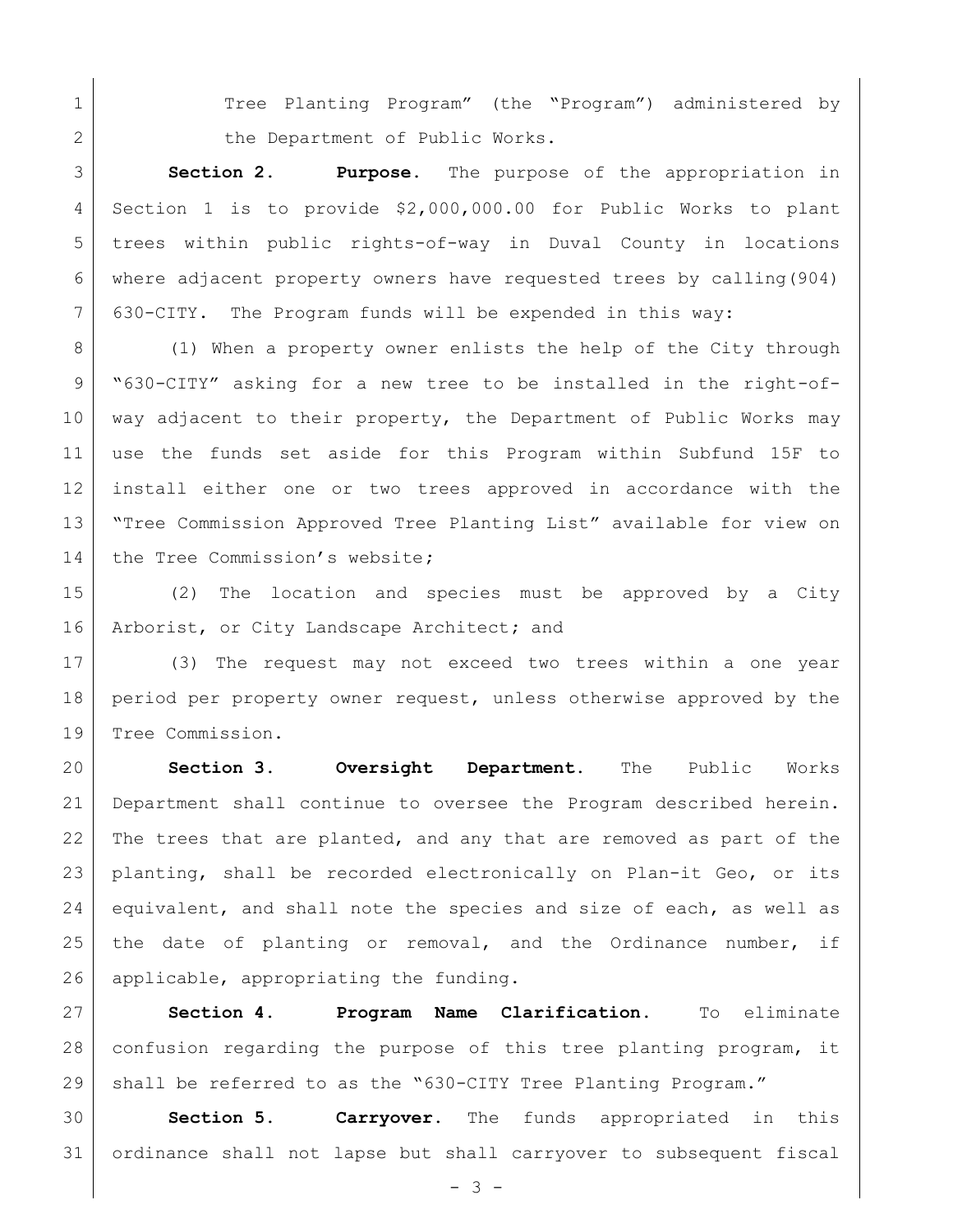Tree Planting Program" (the "Program") administered by the Department of Public Works.

**Section 2. Purpose.** The purpose of the appropriation in Section 1 is to provide $2,000,000.00 for Public Works to plant trees within public rights-of-way in Duval County in locations where adjacent property owners have requested trees by calling(904) 630-CITY. The Program funds will be expended in this way:

(1) When a property owner enlists the help of the City through "630-CITY" asking for a new tree to be installed in the right-of-way adjacent to their property, the Department of Public Works may use the funds set aside for this Program within Subfund 15F to install either one or two trees approved in accordance with the "Tree Commission Approved Tree Planting List" available for view on the Tree Commission's website;

(2) The location and species must be approved by a City Arborist, or City Landscape Architect; and

(3) The request may not exceed two trees within a one year period per property owner request, unless otherwise approved by the Tree Commission.

**Section 3. Oversight Department.** The Public Works Department shall continue to oversee the Program described herein. The trees that are planted, and any that are removed as part of the planting, shall be recorded electronically on Plan-it Geo, or its equivalent, and shall note the species and size of each, as well as the date of planting or removal, and the Ordinance number, if applicable, appropriating the funding.

**Section 4. Program Name Clarification.** To eliminate confusion regarding the purpose of this tree planting program, it shall be referred to as the "630-CITY Tree Planting Program."

**Section 5. Carryover.** The funds appropriated in this ordinance shall not lapse but shall carryover to subsequent fiscal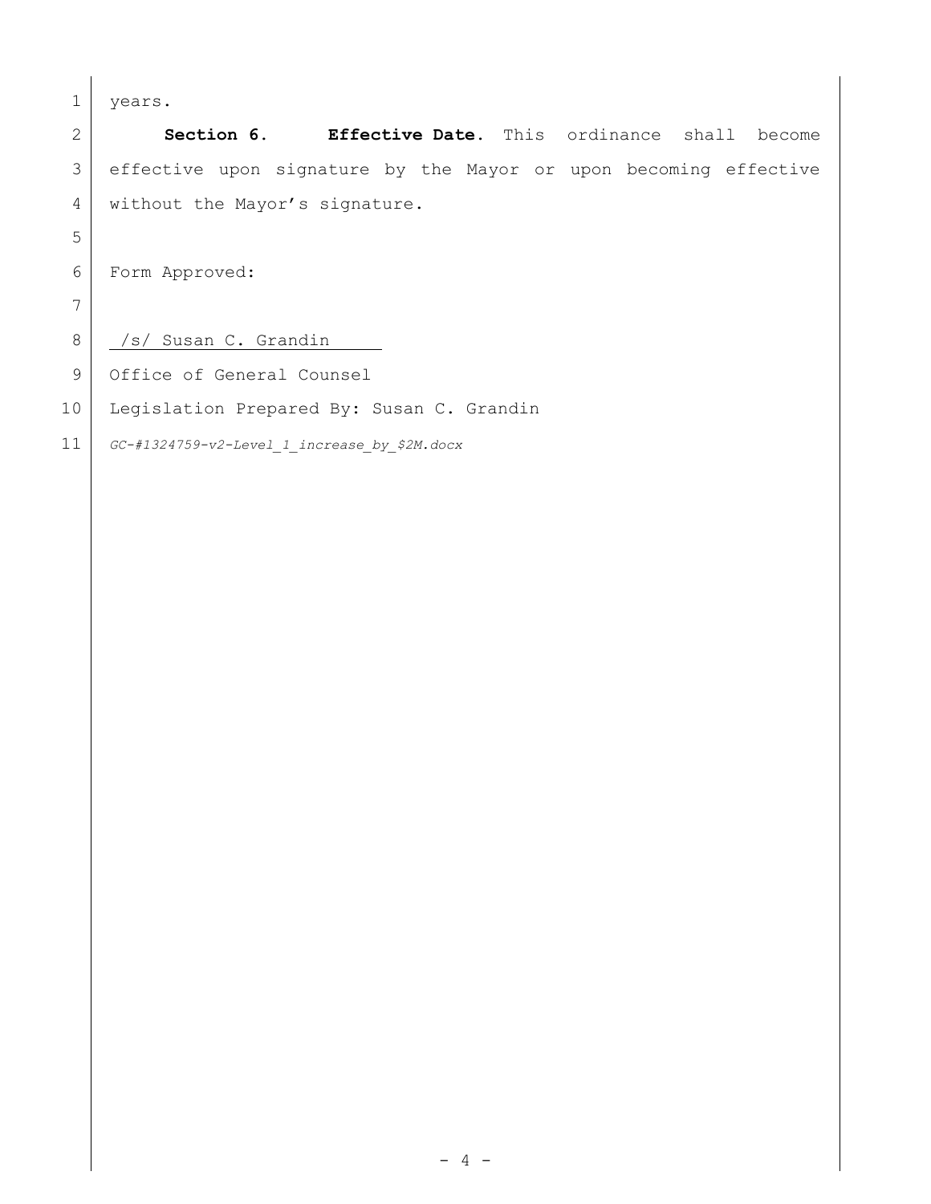years.

**Section 6. Effective Date.** This ordinance shall become effective upon signature by the Mayor or upon becoming effective without the Mayor's signature.

Form Approved:

/s/ Susan C. Grandin

Office of General Counsel

Legislation Prepared By: Susan C. Grandin

*GC-#1324759-v2-Level_1_increase_by_$2M.docx*